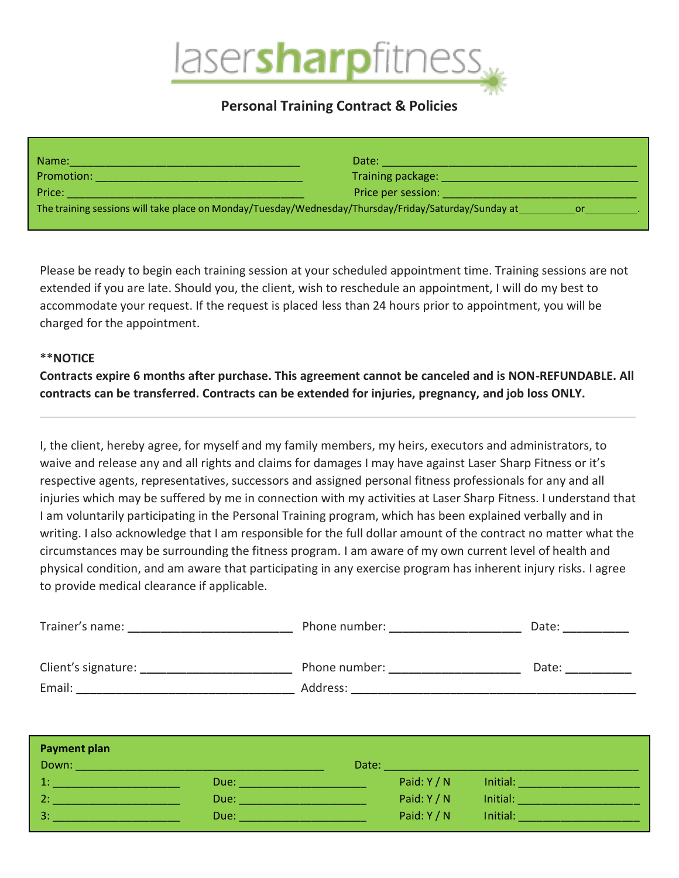lasersharpfitness

## Personal Training Contract & Policies

Name:______________________________________ Date: ___________________________________________

Promotion: __________________________________ Training package: _______________________________

Price: ______________________________________ Price per session: _______________________________

The training sessions will take place on Monday/Tuesday/Wednesday/Thursday/Friday/Saturday/Sunday at__________or_________.

Please be ready to begin each training session at your scheduled appointment time. Training sessions are not extended if you are late. Should you, the client, wish to reschedule an appointment, I will do my best to accommodate your request. If the request is placed less than 24 hours prior to appointment, you will be charged for the appointment.

**\*\*NOTICE**

**Contracts expire 6 months after purchase. This agreement cannot be canceled and is NON-REFUNDABLE. All contracts can be transferred. Contracts can be extended for injuries, pregnancy, and job loss ONLY.**

---

I, the client, hereby agree, for myself and my family members, my heirs, executors and administrators, to waive and release any and all rights and claims for damages I may have against Laser Sharp Fitness or it's respective agents, representatives, successors and assigned personal fitness professionals for any and all injuries which may be suffered by me in connection with my activities at Laser Sharp Fitness. I understand that I am voluntarily participating in the Personal Training program, which has been explained verbally and in writing. I also acknowledge that I am responsible for the full dollar amount of the contract no matter what the circumstances may be surrounding the fitness program. I am aware of my own current level of health and physical condition, and am aware that participating in any exercise program has inherent injury risks. I agree to provide medical clearance if applicable.

Trainer's name: _________________________ Phone number: ____________________ Date: __________

Client's signature: ______________________ Phone number: ____________________ Date: __________

Email: _________________________________ Address: ___________________________________________

**Payment plan**

Down: _______________________________________ Date: ___________________________________________

| | | | |
|---|---|---|---|
| 1: ____________________ | Due: ____________________ | Paid: Y / N | Initial: ___________________ |
| 2: ____________________ | Due: ____________________ | Paid: Y / N | Initial: ___________________ |
| 3: ____________________ | Due: ____________________ | Paid: Y / N | Initial: ___________________ |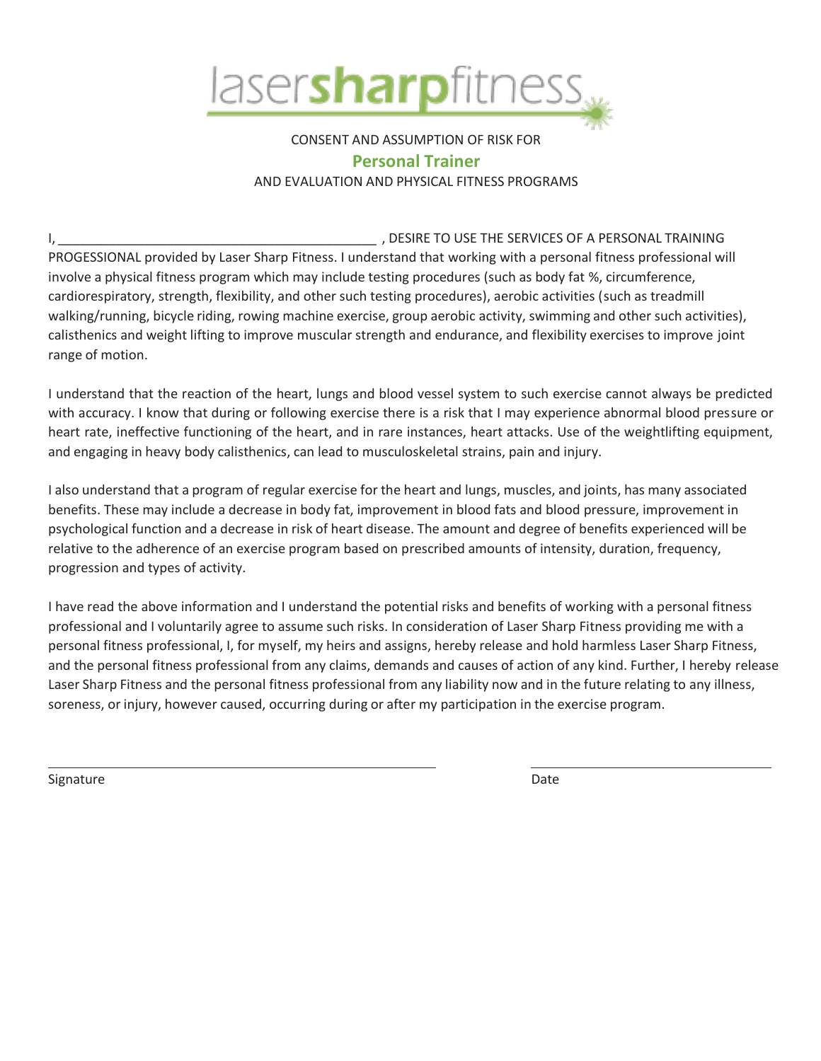lasersharpfitness

CONSENT AND ASSUMPTION OF RISK FOR

## Personal Trainer

AND EVALUATION AND PHYSICAL FITNESS PROGRAMS

I, ____________________________________________ , DESIRE TO USE THE SERVICES OF A PERSONAL TRAINING PROGESSIONAL provided by Laser Sharp Fitness. I understand that working with a personal fitness professional will involve a physical fitness program which may include testing procedures (such as body fat %, circumference, cardiorespiratory, strength, flexibility, and other such testing procedures), aerobic activities (such as treadmill walking/running, bicycle riding, rowing machine exercise, group aerobic activity, swimming and other such activities), calisthenics and weight lifting to improve muscular strength and endurance, and flexibility exercises to improve joint range of motion.

I understand that the reaction of the heart, lungs and blood vessel system to such exercise cannot always be predicted with accuracy. I know that during or following exercise there is a risk that I may experience abnormal blood pressure or heart rate, ineffective functioning of the heart, and in rare instances, heart attacks. Use of the weightlifting equipment, and engaging in heavy body calisthenics, can lead to musculoskeletal strains, pain and injury.

I also understand that a program of regular exercise for the heart and lungs, muscles, and joints, has many associated benefits. These may include a decrease in body fat, improvement in blood fats and blood pressure, improvement in psychological function and a decrease in risk of heart disease. The amount and degree of benefits experienced will be relative to the adherence of an exercise program based on prescribed amounts of intensity, duration, frequency, progression and types of activity.

I have read the above information and I understand the potential risks and benefits of working with a personal fitness professional and I voluntarily agree to assume such risks. In consideration of Laser Sharp Fitness providing me with a personal fitness professional, I, for myself, my heirs and assigns, hereby release and hold harmless Laser Sharp Fitness, and the personal fitness professional from any claims, demands and causes of action of any kind. Further, I hereby release Laser Sharp Fitness and the personal fitness professional from any liability now and in the future relating to any illness, soreness, or injury, however caused, occurring during or after my participation in the exercise program.

______________________________________ Signature

______________________ Date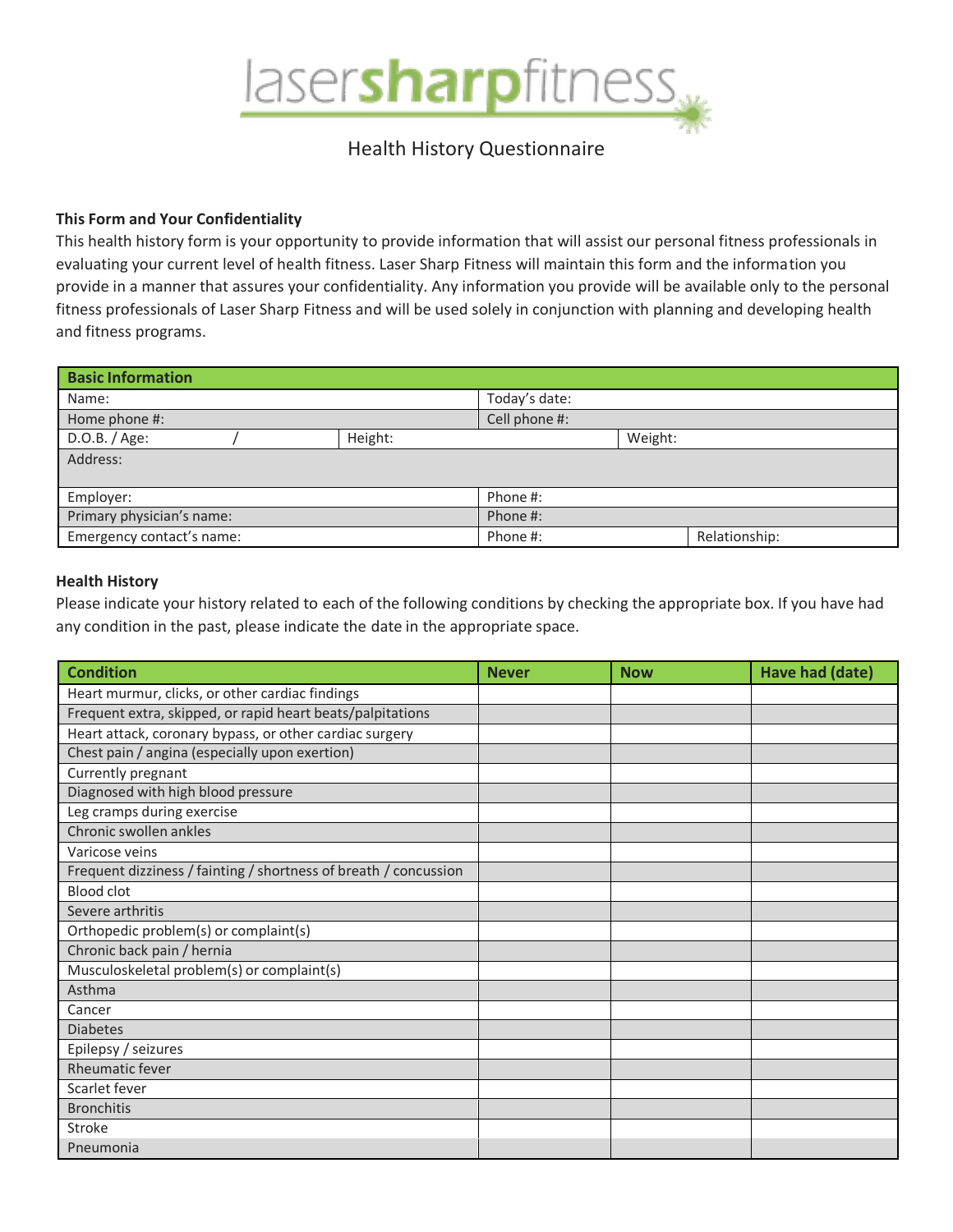# lasersharpfitness

## Health History Questionnaire

**This Form and Your Confidentiality**

This health history form is your opportunity to provide information that will assist our personal fitness professionals in evaluating your current level of health fitness. Laser Sharp Fitness will maintain this form and the information you provide in a manner that assures your confidentiality. Any information you provide will be available only to the personal fitness professionals of Laser Sharp Fitness and will be used solely in conjunction with planning and developing health and fitness programs.

| **Basic Information** | | | |
|---|---|---|---|
| Name: | | Today's date: | |
| Home phone #: | | Cell phone #: | |
| D.O.B. / Age: / | Height: | | Weight: |
| Address: | | | |
| Employer: | | Phone #: | |
| Primary physician's name: | | Phone #: | |
| Emergency contact's name: | | Phone #: | Relationship: |

**Health History**

Please indicate your history related to each of the following conditions by checking the appropriate box. If you have had any condition in the past, please indicate the date in the appropriate space.

| Condition | Never | Now | Have had (date) |
|---|---|---|---|
| Heart murmur, clicks, or other cardiac findings | | | |
| Frequent extra, skipped, or rapid heart beats/palpitations | | | |
| Heart attack, coronary bypass, or other cardiac surgery | | | |
| Chest pain / angina (especially upon exertion) | | | |
| Currently pregnant | | | |
| Diagnosed with high blood pressure | | | |
| Leg cramps during exercise | | | |
| Chronic swollen ankles | | | |
| Varicose veins | | | |
| Frequent dizziness / fainting / shortness of breath / concussion | | | |
| Blood clot | | | |
| Severe arthritis | | | |
| Orthopedic problem(s) or complaint(s) | | | |
| Chronic back pain / hernia | | | |
| Musculoskeletal problem(s) or complaint(s) | | | |
| Asthma | | | |
| Cancer | | | |
| Diabetes | | | |
| Epilepsy / seizures | | | |
| Rheumatic fever | | | |
| Scarlet fever | | | |
| Bronchitis | | | |
| Stroke | | | |
| Pneumonia | | | |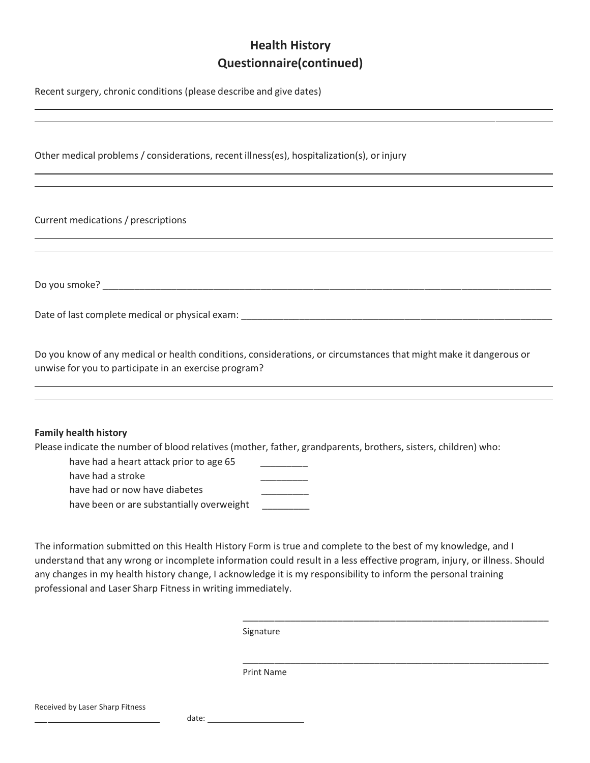# Health History Questionnaire(continued)

Recent surgery, chronic conditions (please describe and give dates)

______________________________________________________________________________

______________________________________________________________________________

Other medical problems / considerations, recent illness(es), hospitalization(s), or injury

______________________________________________________________________________

______________________________________________________________________________

Current medications / prescriptions

______________________________________________________________________________

______________________________________________________________________________

Do you smoke? ______________________________________________________________________________

Date of last complete medical or physical exam: _______________________________________________

Do you know of any medical or health conditions, considerations, or circumstances that might make it dangerous or unwise for you to participate in an exercise program?

______________________________________________________________________________

______________________________________________________________________________

**Family health history**

Please indicate the number of blood relatives (mother, father, grandparents, brothers, sisters, children) who:

- have had a heart attack prior to age 65 _________
- have had a stroke _________
- have had or now have diabetes _________
- have been or are substantially overweight _________

The information submitted on this Health History Form is true and complete to the best of my knowledge, and I understand that any wrong or incomplete information could result in a less effective program, injury, or illness. Should any changes in my health history change, I acknowledge it is my responsibility to inform the personal training professional and Laser Sharp Fitness in writing immediately.

_____________________________________________
Signature

_____________________________________________
Print Name

Received by Laser Sharp Fitness

_______________________ date: _______________________